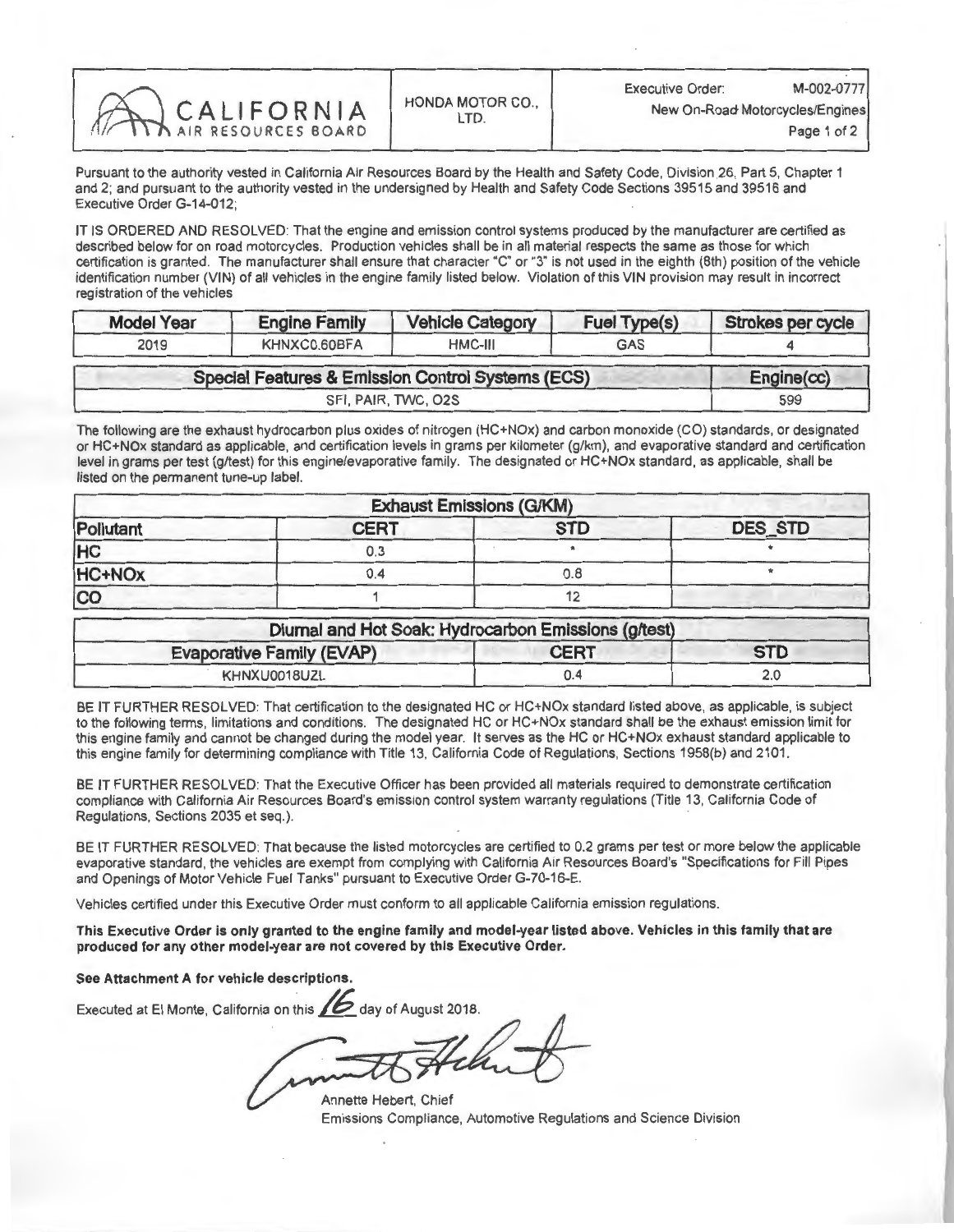| CALIFORNIA AIR RESOURCES BOARD | HONDA MOTOR CO., LTD. | Executive Order: M-002-0777<br>New On-Road Motorcycles/Engines |
|---|---|---|

Pursuant to the authority vested in California Air Resources Board by the Health and Safety Code, Division 26, Part 5, Chapter 1 and 2; and pursuant to the authority vested in the undersigned by Health and Safety Code Sections 39515 and 39516 and Executive Order G-14-012;

IT IS ORDERED AND RESOLVED: That the engine and emission control systems produced by the manufacturer are certified as described below for on road motorcycles. Production vehicles shall be in all material respects the same as those for which certification is granted. The manufacturer shall ensure that character "C" or "3" is not used in the eighth (8th) position of the vehicle identification number (VIN) of all vehicles in the engine family listed below. Violation of this VIN provision may result in incorrect registration of the vehicles

| Model Year | Engine Family | Vehicle Category | Fuel Type(s) | Strokes per cycle |
|---|---|---|---|---|
| 2019 | KHNXC0.60BFA | HMC-III | GAS | 4 |

| Special Features & Emission Control Systems (ECS) | Engine(cc) |
|---|---|
| SFI, PAIR, TWC, O2S | 599 |

The following are the exhaust hydrocarbon plus oxides of nitrogen (HC+NOx) and carbon monoxide (CO) standards, or designated or HC+NOx standard as applicable, and certification levels in grams per kilometer (g/km), and evaporative standard and certification level in grams per test (g/test) for this engine/evaporative family. The designated or HC+NOx standard, as applicable, shall be listed on the permanent tune-up label.

| Exhaust Emissions (G/KM) | | | |
|---|---|---|---|
| Pollutant | CERT | STD | DES_STD |
| HC | 0.3 | * | * |
| HC+NOx | 0.4 | 0.8 | * |
| CO | 1 | 12 | |

| Diurnal and Hot Soak: Hydrocarbon Emissions (g/test) | | |
|---|---|---|
| Evaporative Family (EVAP) | CERT | STD |
| KHNXU0018UZL | 0.4 | 2.0 |

BE IT FURTHER RESOLVED: That certification to the designated HC or HC+NOx standard listed above, as applicable, is subject to the following terms, limitations and conditions. The designated HC or HC+NOx standard shall be the exhaust emission limit for this engine family and cannot be changed during the model year. It serves as the HC or HC+NOx exhaust standard applicable to this engine family for determining compliance with Title 13, California Code of Regulations, Sections 1958(b) and 2101.

BE IT FURTHER RESOLVED: That the Executive Officer has been provided all materials required to demonstrate certification compliance with California Air Resources Board's emission control system warranty regulations (Title 13, California Code of Regulations, Sections 2035 et seq.).

BE IT FURTHER RESOLVED: That because the listed motorcycles are certified to 0.2 grams per test or more below the applicable evaporative standard, the vehicles are exempt from complying with California Air Resources Board's "Specifications for Fill Pipes and Openings of Motor Vehicle Fuel Tanks" pursuant to Executive Order G-70-16-E.

Vehicles certified under this Executive Order must conform to all applicable California emission regulations.

**This Executive Order is only granted to the engine family and model-year listed above. Vehicles in this family that are produced for any other model-year are not covered by this Executive Order.**

**See Attachment A for vehicle descriptions.**

Executed at El Monte, California on this 16 day of August 2018.

Annette Hebert, Chief
Emissions Compliance, Automotive Regulations and Science Division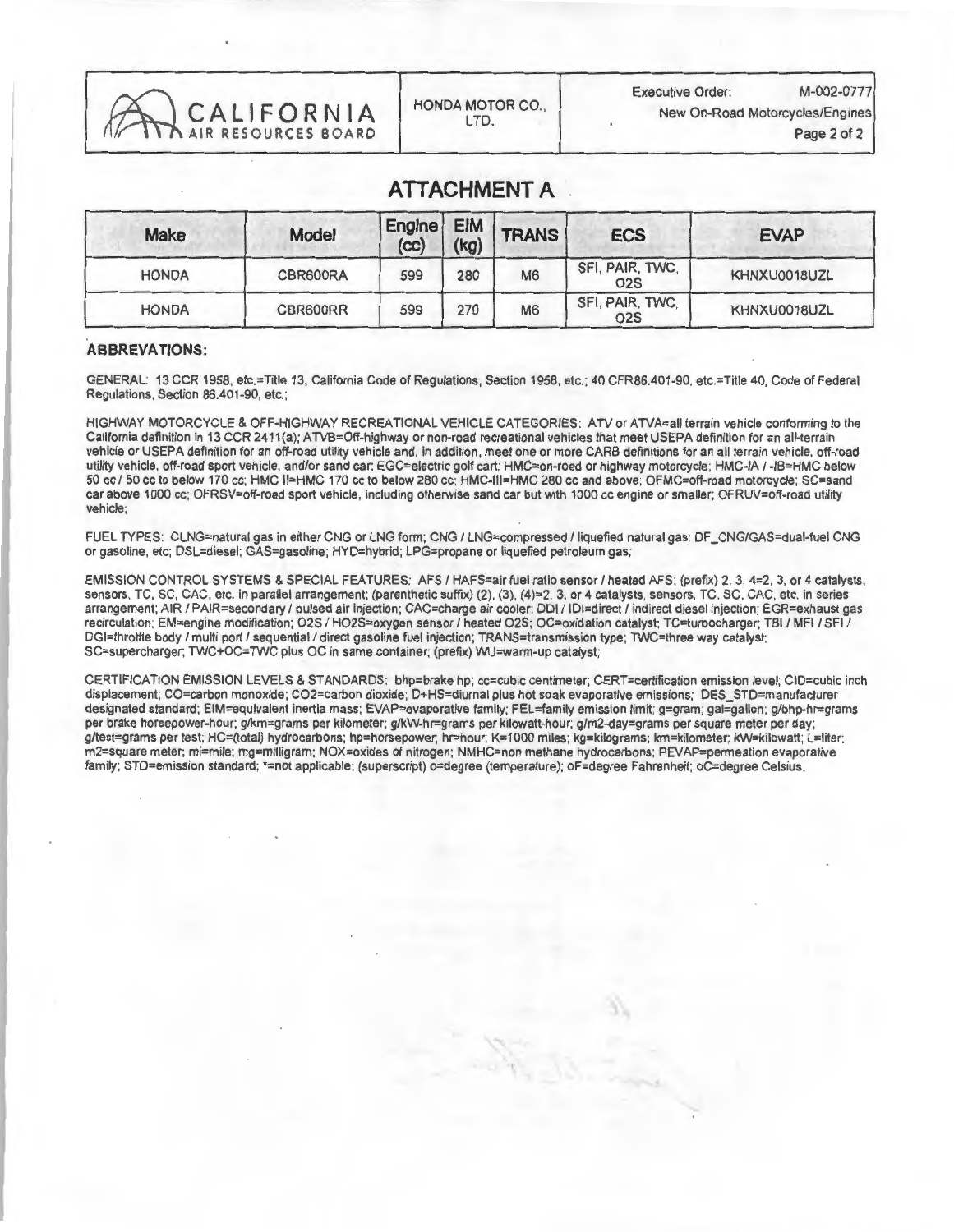| CALIFORNIA AIR RESOURCES BOARD | HONDA MOTOR CO., LTD. | Executive Order: M-002-0777 New On-Road Motorcycles/Engines |
|---|---|---|

# ATTACHMENT A

| Make | Model | Engine (cc) | EIM (kg) | TRANS | ECS | EVAP |
|---|---|---|---|---|---|---|
| HONDA | CBR600RA | 599 | 280 | M6 | SFI, PAIR, TWC, O2S | KHNXU0018UZL |
| HONDA | CBR600RR | 599 | 270 | M6 | SFI, PAIR, TWC, O2S | KHNXU0018UZL |

**ABBREVATIONS:**

GENERAL: 13 CCR 1958, etc.=Title 13, California Code of Regulations, Section 1958, etc.; 40 CFR86.401-90, etc.=Title 40, Code of Federal Regulations, Section 86.401-90, etc.;

HIGHWAY MOTORCYCLE & OFF-HIGHWAY RECREATIONAL VEHICLE CATEGORIES: ATV or ATVA=all terrain vehicle conforming to the California definition in 13 CCR 2411(a); ATVB=Off-highway or non-road recreational vehicles that meet USEPA definition for an all-terrain vehicle or USEPA definition for an off-road utility vehicle and, in addition, meet one or more CARB definitions for an all terrain vehicle, off-road utility vehicle, off-road sport vehicle, and/or sand car; EGC=electric golf cart; HMC=on-road or highway motorcycle; HMC-IA / -IB=HMC below 50 cc / 50 cc to below 170 cc; HMC II=HMC 170 cc to below 280 cc; HMC-III=HMC 280 cc and above; OFMC=off-road motorcycle; SC=sand car above 1000 cc; OFRSV=off-road sport vehicle, including otherwise sand car but with 1000 cc engine or smaller; OFRUV=off-road utility vehicle;

FUEL TYPES: CLNG=natural gas in either CNG or LNG form; CNG / LNG=compressed / liquefied natural gas; DF_CNG/GAS=dual-fuel CNG or gasoline, etc; DSL=diesel; GAS=gasoline; HYD=hybrid; LPG=propane or liquefied petroleum gas;

EMISSION CONTROL SYSTEMS & SPECIAL FEATURES: AFS / HAFS=air fuel ratio sensor / heated AFS; (prefix) 2, 3, 4=2, 3, or 4 catalysts, sensors, TC, SC, CAC, etc. in parallel arrangement; (parenthetic suffix) (2), (3), (4)=2, 3, or 4 catalysts, sensors, TC, SC, CAC, etc. in series arrangement; AIR / PAIR=secondary / pulsed air injection; CAC=charge air cooler; DDI / IDI=direct / indirect diesel injection; EGR=exhaust gas recirculation; EM=engine modification; O2S / HO2S=oxygen sensor / heated O2S; OC=oxidation catalyst; TC=turbocharger; TBI / MFI / SFI / DGI=throttle body / multi port / sequential / direct gasoline fuel injection; TRANS=transmission type; TWC=three way catalyst; SC=supercharger; TWC+OC=TWC plus OC in same container; (prefix) WU=warm-up catalyst;

CERTIFICATION EMISSION LEVELS & STANDARDS: bhp=brake hp; cc=cubic centimeter; CERT=certification emission level; CID=cubic inch displacement; CO=carbon monoxide; CO2=carbon dioxide; D+HS=diurnal plus hot soak evaporative emissions; DES_STD=manufacturer designated standard; EIM=equivalent inertia mass; EVAP=evaporative family; FEL=family emission limit; g=gram; gal=gallon; g/bhp-hr=grams per brake horsepower-hour; g/km=grams per kilometer; g/kW-hr=grams per kilowatt-hour; g/m2-day=grams per square meter per day; g/test=grams per test; HC=(total) hydrocarbons; hp=horsepower; hr=hour; K=1000 miles; kg=kilograms; km=kilometer; kW=kilowatt; L=liter; m2=square meter; mi=mile; mg=milligram; NOX=oxides of nitrogen; NMHC=non methane hydrocarbons; PEVAP=permeation evaporative family; STD=emission standard; *=not applicable; (superscript) o=degree (temperature); oF=degree Fahrenheit; oC=degree Celsius.